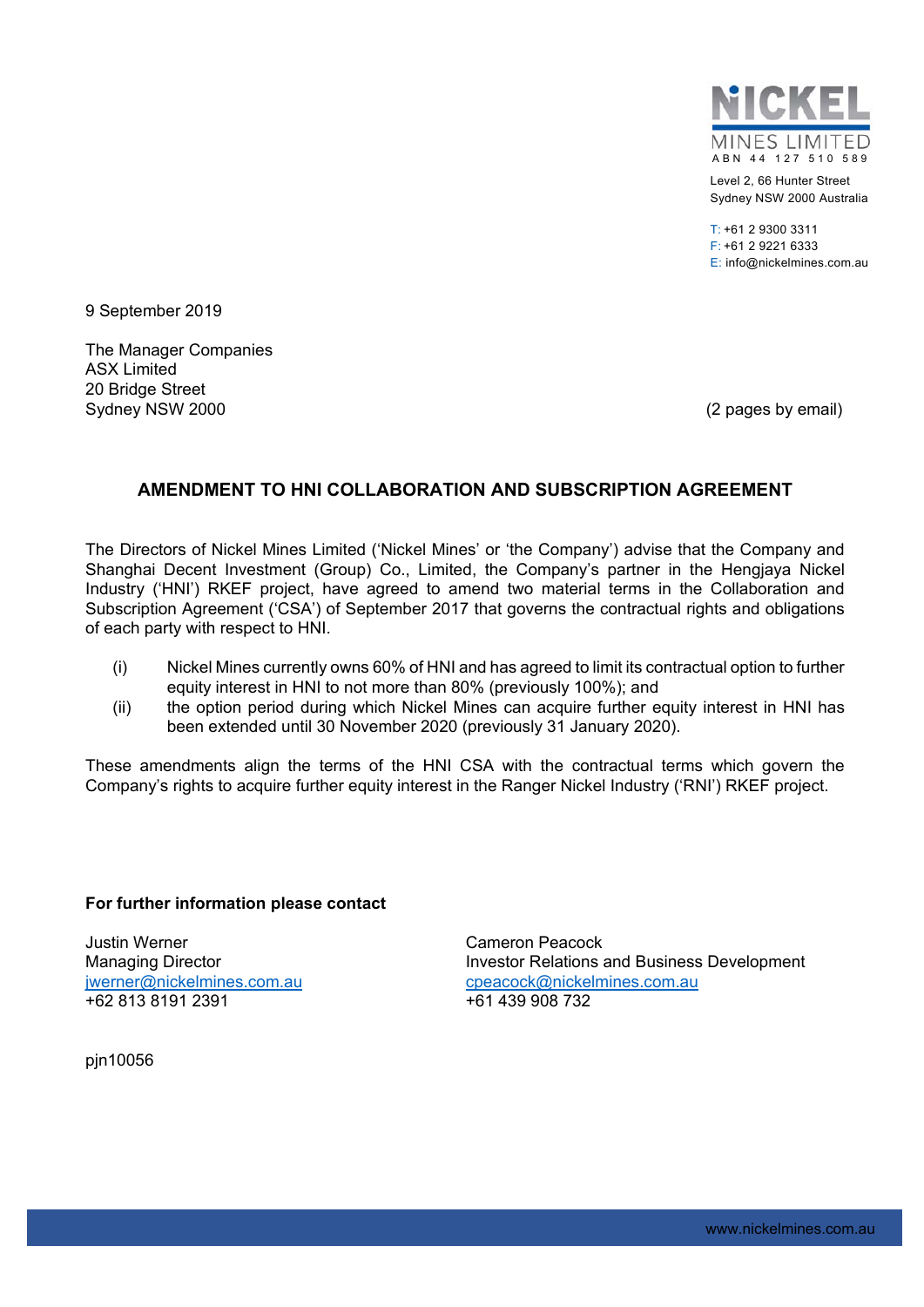NICKEL MINES LIMITED
ABN 44 127 510 589

Level 2, 66 Hunter Street
Sydney NSW 2000 Australia

T: +61 2 9300 3311
F: +61 2 9221 6333
E: info@nickelmines.com.au

9 September 2019

The Manager Companies
ASX Limited
20 Bridge Street
Sydney NSW 2000

(2 pages by email)

## AMENDMENT TO HNI COLLABORATION AND SUBSCRIPTION AGREEMENT

The Directors of Nickel Mines Limited ('Nickel Mines' or 'the Company') advise that the Company and Shanghai Decent Investment (Group) Co., Limited, the Company's partner in the Hengjaya Nickel Industry ('HNI') RKEF project, have agreed to amend two material terms in the Collaboration and Subscription Agreement ('CSA') of September 2017 that governs the contractual rights and obligations of each party with respect to HNI.

(i) Nickel Mines currently owns 60% of HNI and has agreed to limit its contractual option to further equity interest in HNI to not more than 80% (previously 100%); and

(ii) the option period during which Nickel Mines can acquire further equity interest in HNI has been extended until 30 November 2020 (previously 31 January 2020).

These amendments align the terms of the HNI CSA with the contractual terms which govern the Company's rights to acquire further equity interest in the Ranger Nickel Industry ('RNI') RKEF project.

**For further information please contact**

Justin Werner
Managing Director
jwerner@nickelmines.com.au
+62 813 8191 2391

Cameron Peacock
Investor Relations and Business Development
cpeacock@nickelmines.com.au
+61 439 908 732

pjn10056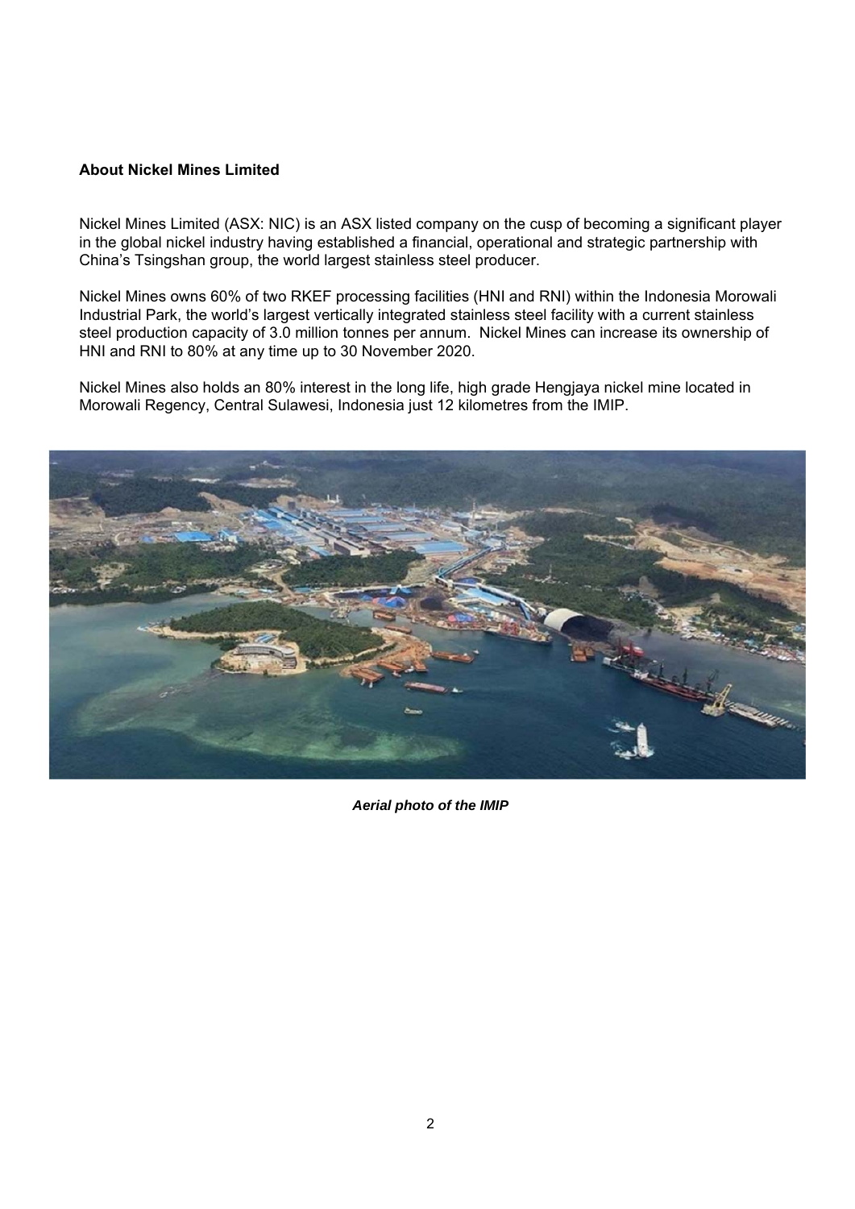**About Nickel Mines Limited**

Nickel Mines Limited (ASX: NIC) is an ASX listed company on the cusp of becoming a significant player in the global nickel industry having established a financial, operational and strategic partnership with China's Tsingshan group, the world largest stainless steel producer.

Nickel Mines owns 60% of two RKEF processing facilities (HNI and RNI) within the Indonesia Morowali Industrial Park, the world's largest vertically integrated stainless steel facility with a current stainless steel production capacity of 3.0 million tonnes per annum. Nickel Mines can increase its ownership of HNI and RNI to 80% at any time up to 30 November 2020.

Nickel Mines also holds an 80% interest in the long life, high grade Hengjaya nickel mine located in Morowali Regency, Central Sulawesi, Indonesia just 12 kilometres from the IMIP.

***Aerial photo of the IMIP***